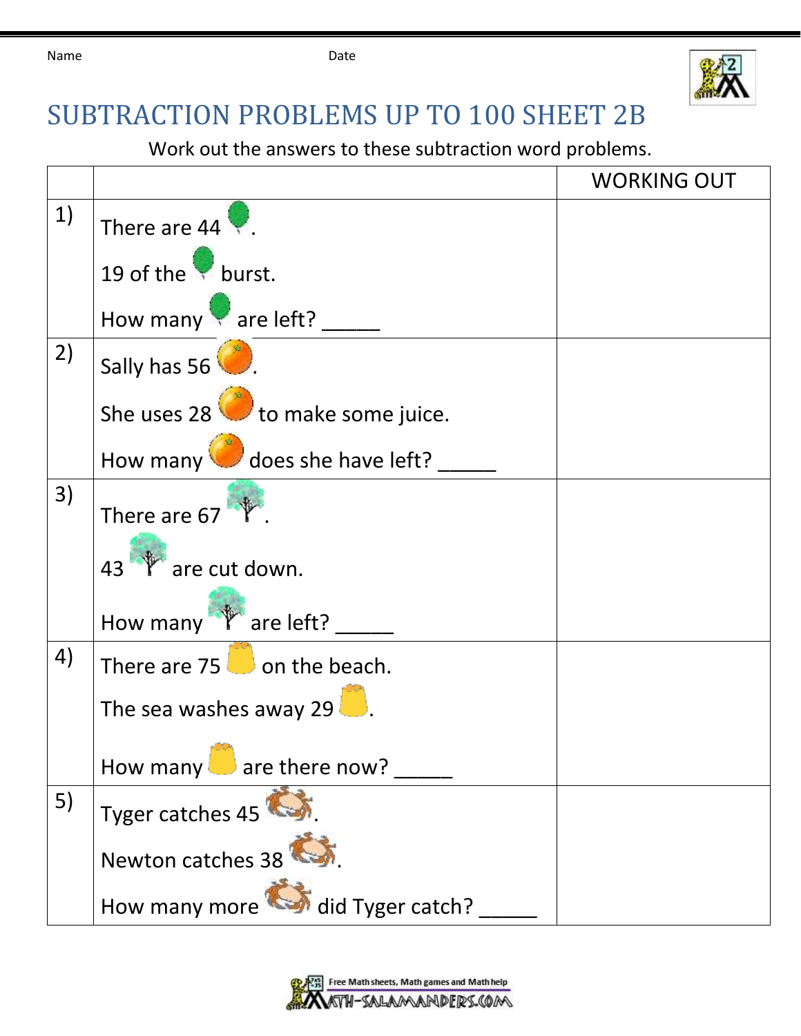Name Date

# SUBTRACTION PROBLEMS UP TO 100 SHEET 2B

Work out the answers to these subtraction word problems.

| | | WORKING OUT |
|---|---|---|
| 1) | There are 44 . <br> 19 of the burst. <br> How many are left? _____ | |
| 2) | Sally has 56 . <br> She uses 28 to make some juice. <br> How many does she have left? _____ | |
| 3) | There are 67 . <br> 43 are cut down. <br> How many are left? _____ | |
| 4) | There are 75 on the beach. <br> The sea washes away 29 . <br> How many are there now? _____ | |
| 5) | Tyger catches 45 . <br> Newton catches 38 . <br> How many more did Tyger catch? _____ | |

Free Math sheets, Math games and Math help
MATH-SALAMANDERS.COM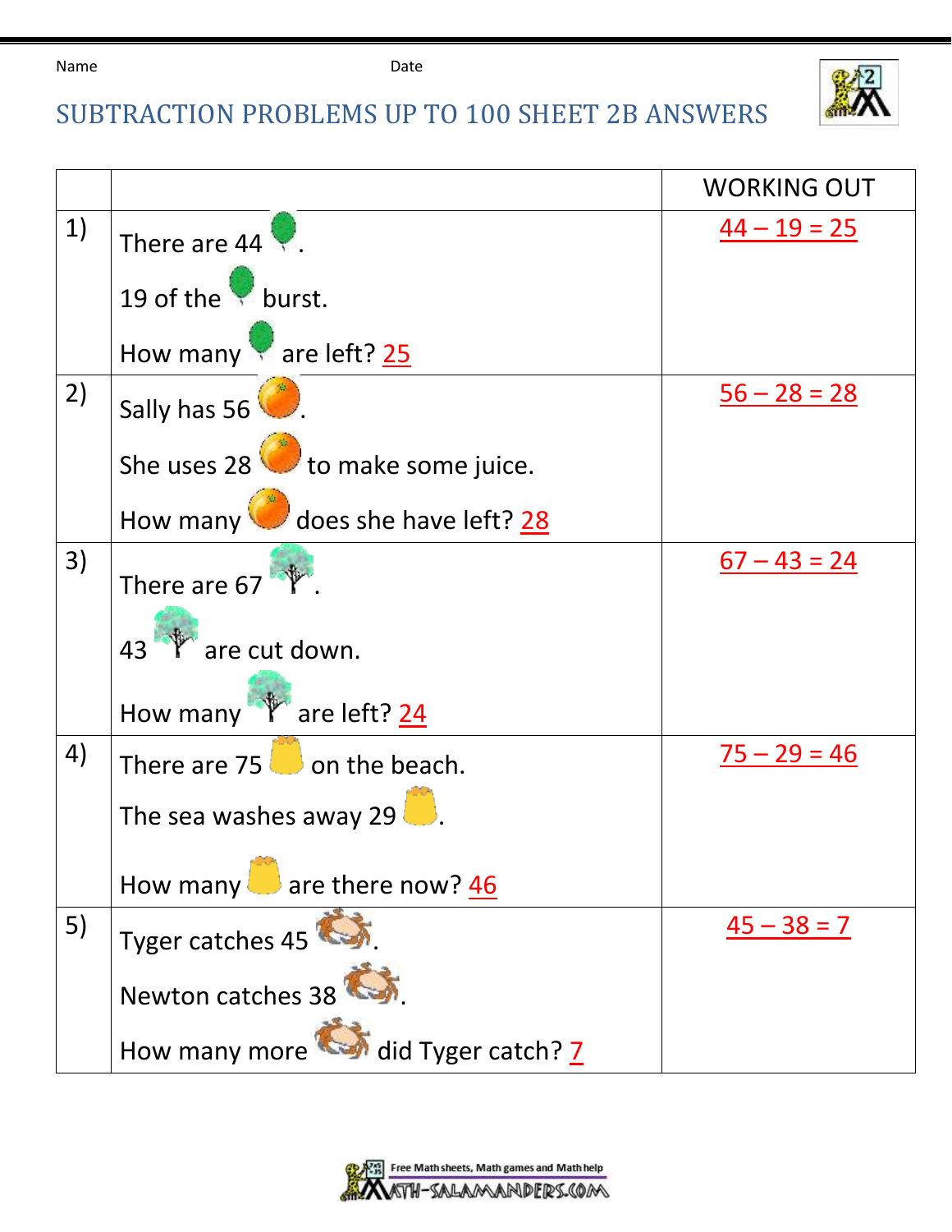Name Date

# SUBTRACTION PROBLEMS UP TO 100 SHEET 2B ANSWERS

| | | WORKING OUT |
|---|---|---|
| 1) | There are 44 . 19 of the burst. How many are left? 25 | 44 – 19 = 25 |
| 2) | Sally has 56 . She uses 28 to make some juice. How many does she have left? 28 | 56 – 28 = 28 |
| 3) | There are 67 . 43 are cut down. How many are left? 24 | 67 – 43 = 24 |
| 4) | There are 75 on the beach. The sea washes away 29 . How many are there now? 46 | 75 – 29 = 46 |
| 5) | Tyger catches 45 . Newton catches 38 . How many more did Tyger catch? 7 | 45 – 38 = 7 |

Free Math sheets, Math games and Math help
MATH-SALAMANDERS.COM